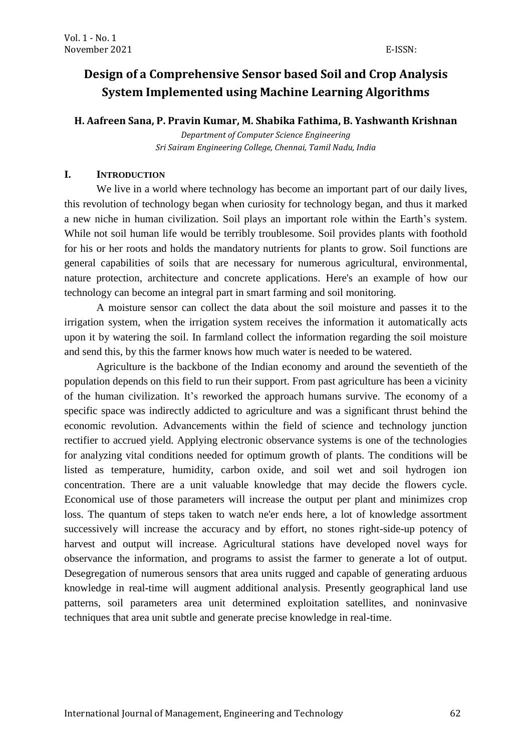# Design of a Comprehensive Sensor based Soil and Crop Analysis System Implemented using Machine Learning Algorithms

**H. Aafreen Sana, P. Pravin Kumar, M. Shabika Fathima, B. Yashwanth Krishnan**

*Department of Computer Science Engineering*
*Sri Sairam Engineering College, Chennai, Tamil Nadu, India*

## I. INTRODUCTION

We live in a world where technology has become an important part of our daily lives, this revolution of technology began when curiosity for technology began, and thus it marked a new niche in human civilization. Soil plays an important role within the Earth's system. While not soil human life would be terribly troublesome. Soil provides plants with foothold for his or her roots and holds the mandatory nutrients for plants to grow. Soil functions are general capabilities of soils that are necessary for numerous agricultural, environmental, nature protection, architecture and concrete applications. Here's an example of how our technology can become an integral part in smart farming and soil monitoring.

A moisture sensor can collect the data about the soil moisture and passes it to the irrigation system, when the irrigation system receives the information it automatically acts upon it by watering the soil. In farmland collect the information regarding the soil moisture and send this, by this the farmer knows how much water is needed to be watered.

Agriculture is the backbone of the Indian economy and around the seventieth of the population depends on this field to run their support. From past agriculture has been a vicinity of the human civilization. It's reworked the approach humans survive. The economy of a specific space was indirectly addicted to agriculture and was a significant thrust behind the economic revolution. Advancements within the field of science and technology junction rectifier to accrued yield. Applying electronic observance systems is one of the technologies for analyzing vital conditions needed for optimum growth of plants. The conditions will be listed as temperature, humidity, carbon oxide, and soil wet and soil hydrogen ion concentration. There are a unit valuable knowledge that may decide the flowers cycle. Economical use of those parameters will increase the output per plant and minimizes crop loss. The quantum of steps taken to watch ne'er ends here, a lot of knowledge assortment successively will increase the accuracy and by effort, no stones right-side-up potency of harvest and output will increase. Agricultural stations have developed novel ways for observance the information, and programs to assist the farmer to generate a lot of output. Desegregation of numerous sensors that area units rugged and capable of generating arduous knowledge in real-time will augment additional analysis. Presently geographical land use patterns, soil parameters area unit determined exploitation satellites, and noninvasive techniques that area unit subtle and generate precise knowledge in real-time.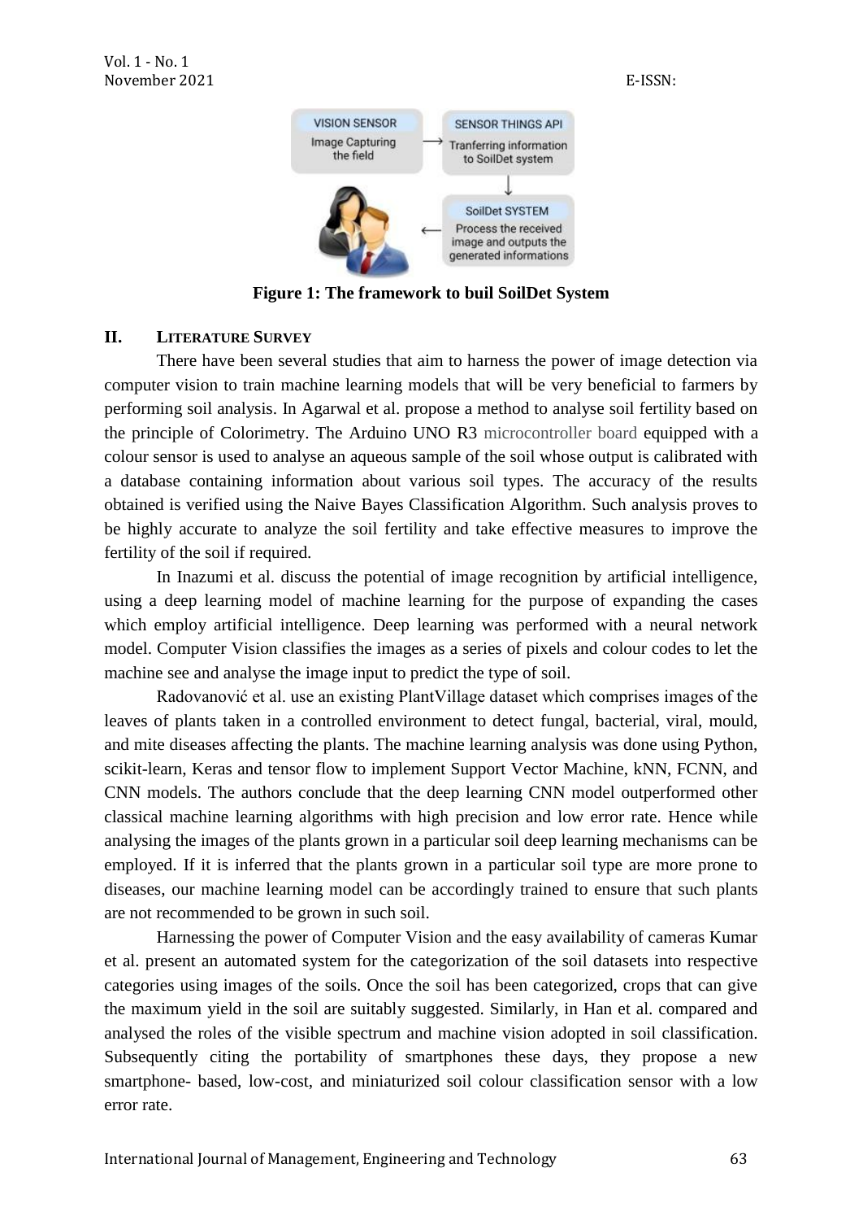Figure 1: The framework to buil SoilDet System

## II. LITERATURE SURVEY

There have been several studies that aim to harness the power of image detection via computer vision to train machine learning models that will be very beneficial to farmers by performing soil analysis. In Agarwal et al. propose a method to analyse soil fertility based on the principle of Colorimetry. The Arduino UNO R3 microcontroller board equipped with a colour sensor is used to analyse an aqueous sample of the soil whose output is calibrated with a database containing information about various soil types. The accuracy of the results obtained is verified using the Naive Bayes Classification Algorithm. Such analysis proves to be highly accurate to analyze the soil fertility and take effective measures to improve the fertility of the soil if required.

In Inazumi et al. discuss the potential of image recognition by artificial intelligence, using a deep learning model of machine learning for the purpose of expanding the cases which employ artificial intelligence. Deep learning was performed with a neural network model. Computer Vision classifies the images as a series of pixels and colour codes to let the machine see and analyse the image input to predict the type of soil.

Radovanović et al. use an existing PlantVillage dataset which comprises images of the leaves of plants taken in a controlled environment to detect fungal, bacterial, viral, mould, and mite diseases affecting the plants. The machine learning analysis was done using Python, scikit-learn, Keras and tensor flow to implement Support Vector Machine, kNN, FCNN, and CNN models. The authors conclude that the deep learning CNN model outperformed other classical machine learning algorithms with high precision and low error rate. Hence while analysing the images of the plants grown in a particular soil deep learning mechanisms can be employed. If it is inferred that the plants grown in a particular soil type are more prone to diseases, our machine learning model can be accordingly trained to ensure that such plants are not recommended to be grown in such soil.

Harnessing the power of Computer Vision and the easy availability of cameras Kumar et al. present an automated system for the categorization of the soil datasets into respective categories using images of the soils. Once the soil has been categorized, crops that can give the maximum yield in the soil are suitably suggested. Similarly, in Han et al. compared and analysed the roles of the visible spectrum and machine vision adopted in soil classification. Subsequently citing the portability of smartphones these days, they propose a new smartphone- based, low-cost, and miniaturized soil colour classification sensor with a low error rate.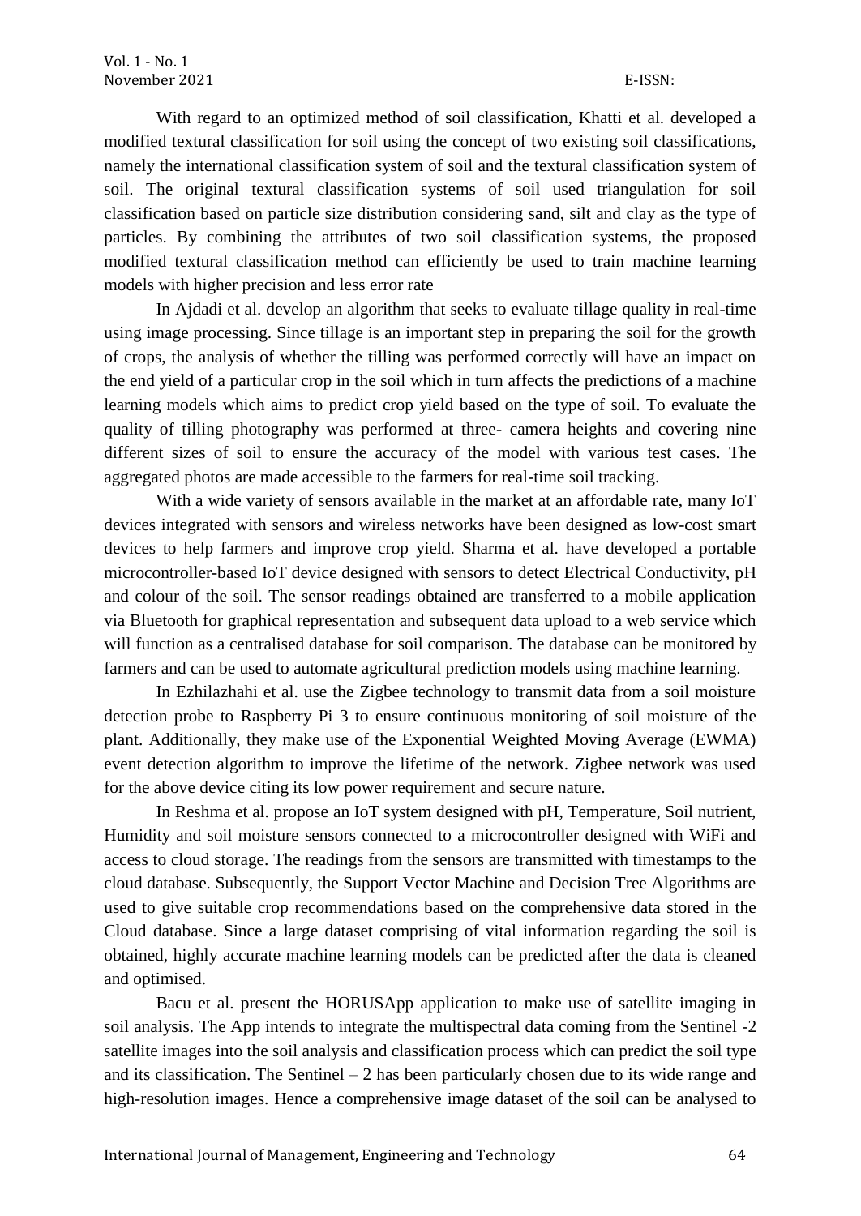With regard to an optimized method of soil classification, Khatti et al. developed a modified textural classification for soil using the concept of two existing soil classifications, namely the international classification system of soil and the textural classification system of soil. The original textural classification systems of soil used triangulation for soil classification based on particle size distribution considering sand, silt and clay as the type of particles. By combining the attributes of two soil classification systems, the proposed modified textural classification method can efficiently be used to train machine learning models with higher precision and less error rate

In Ajdadi et al. develop an algorithm that seeks to evaluate tillage quality in real-time using image processing. Since tillage is an important step in preparing the soil for the growth of crops, the analysis of whether the tilling was performed correctly will have an impact on the end yield of a particular crop in the soil which in turn affects the predictions of a machine learning models which aims to predict crop yield based on the type of soil. To evaluate the quality of tilling photography was performed at three- camera heights and covering nine different sizes of soil to ensure the accuracy of the model with various test cases. The aggregated photos are made accessible to the farmers for real-time soil tracking.

With a wide variety of sensors available in the market at an affordable rate, many IoT devices integrated with sensors and wireless networks have been designed as low-cost smart devices to help farmers and improve crop yield. Sharma et al. have developed a portable microcontroller-based IoT device designed with sensors to detect Electrical Conductivity, pH and colour of the soil. The sensor readings obtained are transferred to a mobile application via Bluetooth for graphical representation and subsequent data upload to a web service which will function as a centralised database for soil comparison. The database can be monitored by farmers and can be used to automate agricultural prediction models using machine learning.

In Ezhilazhahi et al. use the Zigbee technology to transmit data from a soil moisture detection probe to Raspberry Pi 3 to ensure continuous monitoring of soil moisture of the plant. Additionally, they make use of the Exponential Weighted Moving Average (EWMA) event detection algorithm to improve the lifetime of the network. Zigbee network was used for the above device citing its low power requirement and secure nature.

In Reshma et al. propose an IoT system designed with pH, Temperature, Soil nutrient, Humidity and soil moisture sensors connected to a microcontroller designed with WiFi and access to cloud storage. The readings from the sensors are transmitted with timestamps to the cloud database. Subsequently, the Support Vector Machine and Decision Tree Algorithms are used to give suitable crop recommendations based on the comprehensive data stored in the Cloud database. Since a large dataset comprising of vital information regarding the soil is obtained, highly accurate machine learning models can be predicted after the data is cleaned and optimised.

Bacu et al. present the HORUSApp application to make use of satellite imaging in soil analysis. The App intends to integrate the multispectral data coming from the Sentinel -2 satellite images into the soil analysis and classification process which can predict the soil type and its classification. The Sentinel – 2 has been particularly chosen due to its wide range and high-resolution images. Hence a comprehensive image dataset of the soil can be analysed to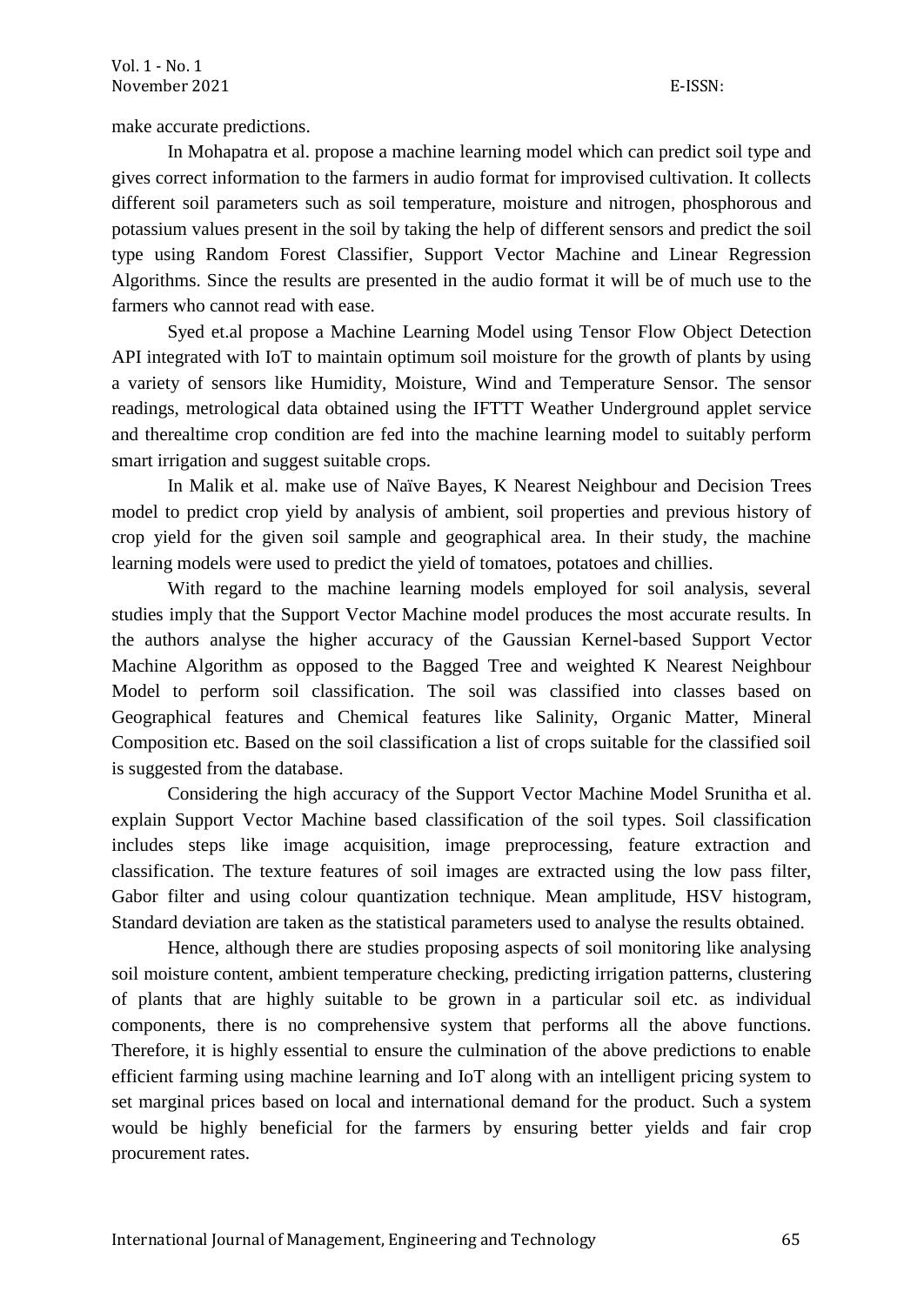make accurate predictions.

In Mohapatra et al. propose a machine learning model which can predict soil type and gives correct information to the farmers in audio format for improvised cultivation. It collects different soil parameters such as soil temperature, moisture and nitrogen, phosphorous and potassium values present in the soil by taking the help of different sensors and predict the soil type using Random Forest Classifier, Support Vector Machine and Linear Regression Algorithms. Since the results are presented in the audio format it will be of much use to the farmers who cannot read with ease.

Syed et.al propose a Machine Learning Model using Tensor Flow Object Detection API integrated with IoT to maintain optimum soil moisture for the growth of plants by using a variety of sensors like Humidity, Moisture, Wind and Temperature Sensor. The sensor readings, metrological data obtained using the IFTTT Weather Underground applet service and therealtime crop condition are fed into the machine learning model to suitably perform smart irrigation and suggest suitable crops.

In Malik et al. make use of Naïve Bayes, K Nearest Neighbour and Decision Trees model to predict crop yield by analysis of ambient, soil properties and previous history of crop yield for the given soil sample and geographical area. In their study, the machine learning models were used to predict the yield of tomatoes, potatoes and chillies.

With regard to the machine learning models employed for soil analysis, several studies imply that the Support Vector Machine model produces the most accurate results. In the authors analyse the higher accuracy of the Gaussian Kernel-based Support Vector Machine Algorithm as opposed to the Bagged Tree and weighted K Nearest Neighbour Model to perform soil classification. The soil was classified into classes based on Geographical features and Chemical features like Salinity, Organic Matter, Mineral Composition etc. Based on the soil classification a list of crops suitable for the classified soil is suggested from the database.

Considering the high accuracy of the Support Vector Machine Model Srunitha et al. explain Support Vector Machine based classification of the soil types. Soil classification includes steps like image acquisition, image preprocessing, feature extraction and classification. The texture features of soil images are extracted using the low pass filter, Gabor filter and using colour quantization technique. Mean amplitude, HSV histogram, Standard deviation are taken as the statistical parameters used to analyse the results obtained.

Hence, although there are studies proposing aspects of soil monitoring like analysing soil moisture content, ambient temperature checking, predicting irrigation patterns, clustering of plants that are highly suitable to be grown in a particular soil etc. as individual components, there is no comprehensive system that performs all the above functions. Therefore, it is highly essential to ensure the culmination of the above predictions to enable efficient farming using machine learning and IoT along with an intelligent pricing system to set marginal prices based on local and international demand for the product. Such a system would be highly beneficial for the farmers by ensuring better yields and fair crop procurement rates.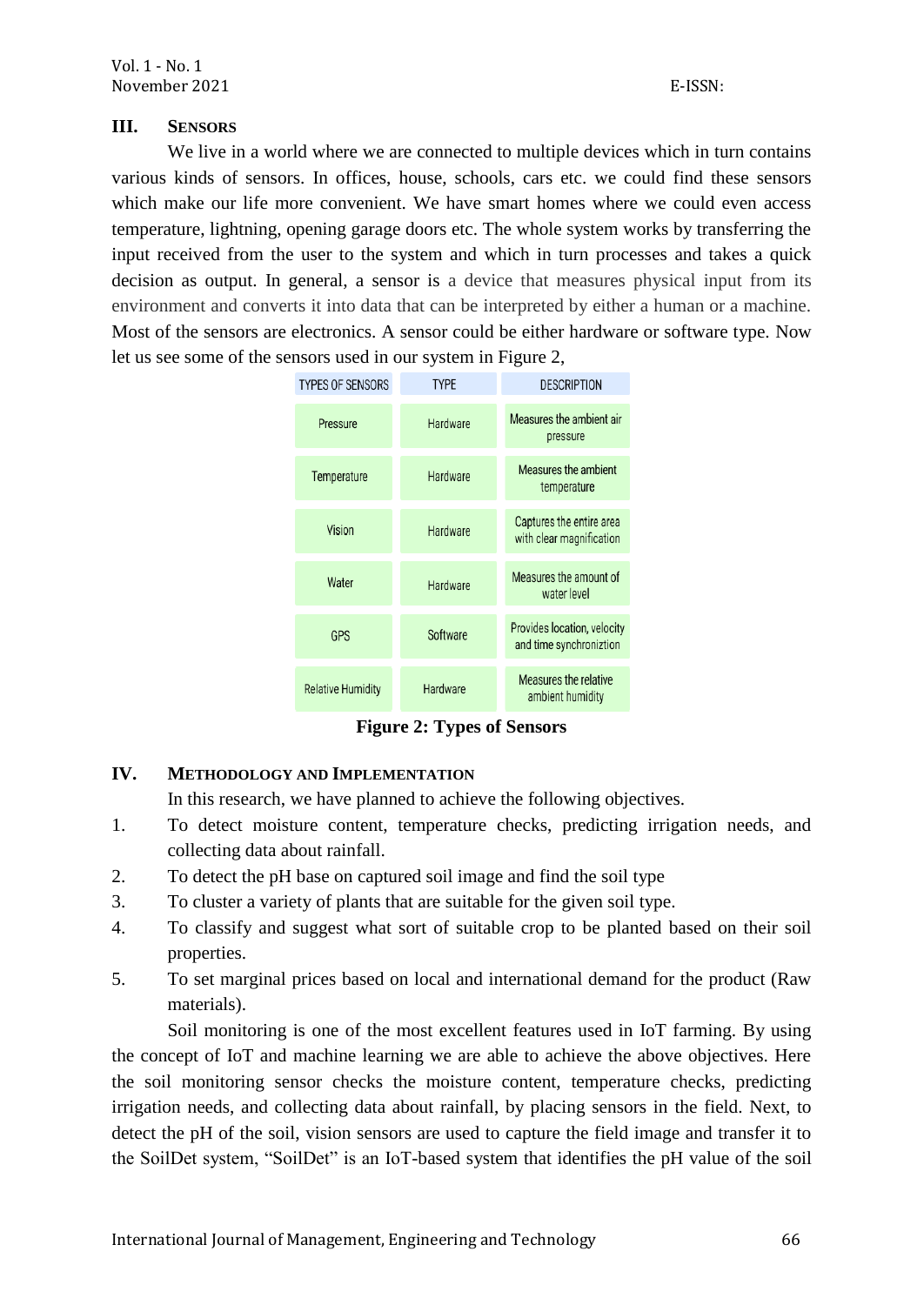## III. SENSORS

We live in a world where we are connected to multiple devices which in turn contains various kinds of sensors. In offices, house, schools, cars etc. we could find these sensors which make our life more convenient. We have smart homes where we could even access temperature, lightning, opening garage doors etc. The whole system works by transferring the input received from the user to the system and which in turn processes and takes a quick decision as output. In general, a sensor is a device that measures physical input from its environment and converts it into data that can be interpreted by either a human or a machine. Most of the sensors are electronics. A sensor could be either hardware or software type. Now let us see some of the sensors used in our system in Figure 2,

| TYPES OF SENSORS | TYPE | DESCRIPTION |
| --- | --- | --- |
| Pressure | Hardware | Measures the ambient air pressure |
| Temperature | Hardware | Measures the ambient temperature |
| Vision | Hardware | Captures the entire area with clear magnification |
| Water | Hardware | Measures the amount of water level |
| GPS | Software | Provides location, velocity and time synchroniztion |
| Relative Humidity | Hardware | Measures the relative ambient humidity |

**Figure 2: Types of Sensors**

## IV. METHODOLOGY AND IMPLEMENTATION

In this research, we have planned to achieve the following objectives.

1. To detect moisture content, temperature checks, predicting irrigation needs, and collecting data about rainfall.
2. To detect the pH base on captured soil image and find the soil type
3. To cluster a variety of plants that are suitable for the given soil type.
4. To classify and suggest what sort of suitable crop to be planted based on their soil properties.
5. To set marginal prices based on local and international demand for the product (Raw materials).

Soil monitoring is one of the most excellent features used in IoT farming. By using the concept of IoT and machine learning we are able to achieve the above objectives. Here the soil monitoring sensor checks the moisture content, temperature checks, predicting irrigation needs, and collecting data about rainfall, by placing sensors in the field. Next, to detect the pH of the soil, vision sensors are used to capture the field image and transfer it to the SoilDet system, "SoilDet" is an IoT-based system that identifies the pH value of the soil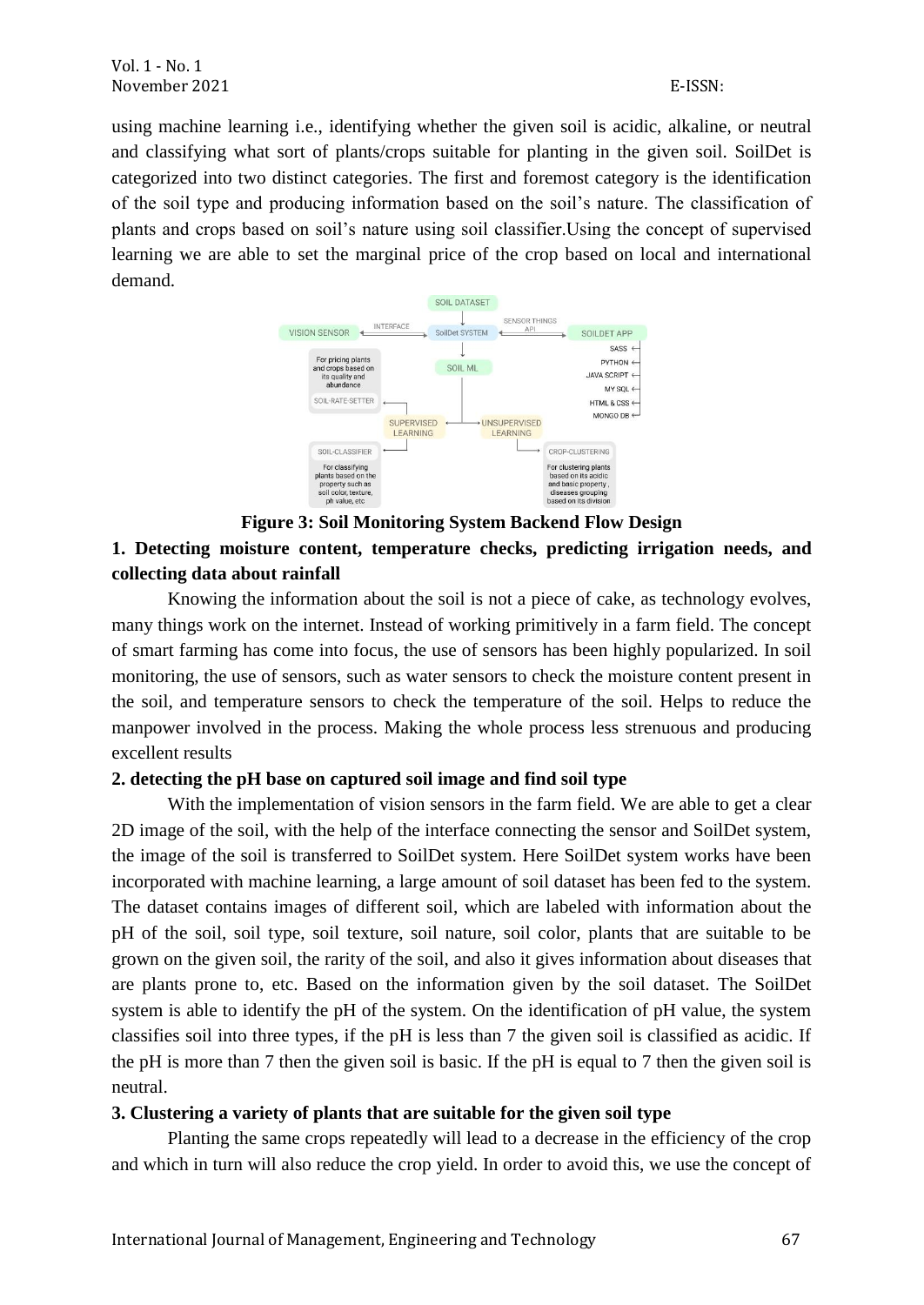using machine learning i.e., identifying whether the given soil is acidic, alkaline, or neutral and classifying what sort of plants/crops suitable for planting in the given soil. SoilDet is categorized into two distinct categories. The first and foremost category is the identification of the soil type and producing information based on the soil's nature. The classification of plants and crops based on soil's nature using soil classifier.Using the concept of supervised learning we are able to set the marginal price of the crop based on local and international demand.

**Figure 3: Soil Monitoring System Backend Flow Design**

**1. Detecting moisture content, temperature checks, predicting irrigation needs, and collecting data about rainfall**

Knowing the information about the soil is not a piece of cake, as technology evolves, many things work on the internet. Instead of working primitively in a farm field. The concept of smart farming has come into focus, the use of sensors has been highly popularized. In soil monitoring, the use of sensors, such as water sensors to check the moisture content present in the soil, and temperature sensors to check the temperature of the soil. Helps to reduce the manpower involved in the process. Making the whole process less strenuous and producing excellent results

**2. detecting the pH base on captured soil image and find soil type**

With the implementation of vision sensors in the farm field. We are able to get a clear 2D image of the soil, with the help of the interface connecting the sensor and SoilDet system, the image of the soil is transferred to SoilDet system. Here SoilDet system works have been incorporated with machine learning, a large amount of soil dataset has been fed to the system. The dataset contains images of different soil, which are labeled with information about the pH of the soil, soil type, soil texture, soil nature, soil color, plants that are suitable to be grown on the given soil, the rarity of the soil, and also it gives information about diseases that are plants prone to, etc. Based on the information given by the soil dataset. The SoilDet system is able to identify the pH of the system. On the identification of pH value, the system classifies soil into three types, if the pH is less than 7 the given soil is classified as acidic. If the pH is more than 7 then the given soil is basic. If the pH is equal to 7 then the given soil is neutral.

**3. Clustering a variety of plants that are suitable for the given soil type**

Planting the same crops repeatedly will lead to a decrease in the efficiency of the crop and which in turn will also reduce the crop yield. In order to avoid this, we use the concept of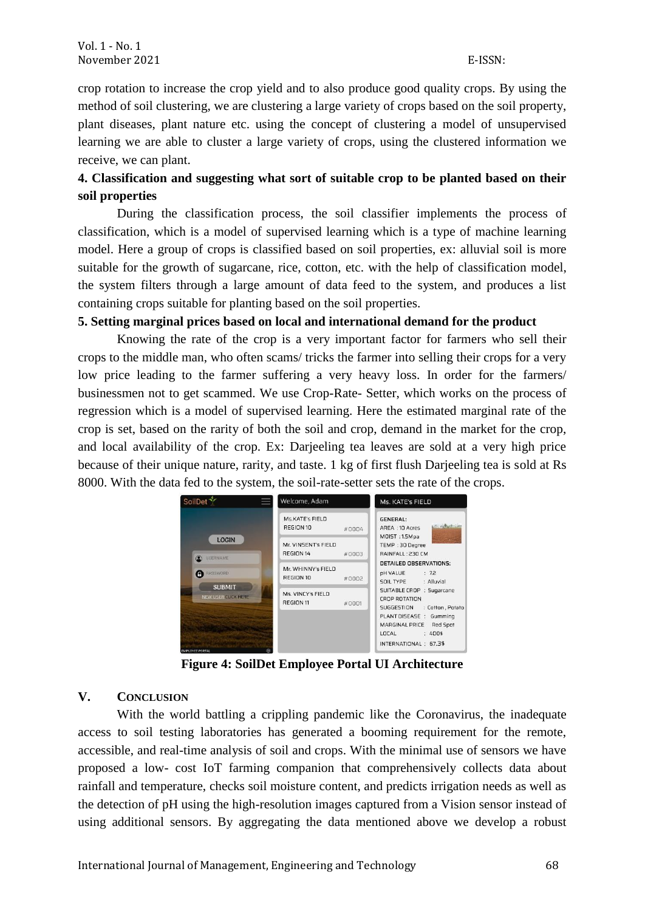crop rotation to increase the crop yield and to also produce good quality crops. By using the method of soil clustering, we are clustering a large variety of crops based on the soil property, plant diseases, plant nature etc. using the concept of clustering a model of unsupervised learning we are able to cluster a large variety of crops, using the clustered information we receive, we can plant.

**4. Classification and suggesting what sort of suitable crop to be planted based on their soil properties**

During the classification process, the soil classifier implements the process of classification, which is a model of supervised learning which is a type of machine learning model. Here a group of crops is classified based on soil properties, ex: alluvial soil is more suitable for the growth of sugarcane, rice, cotton, etc. with the help of classification model, the system filters through a large amount of data feed to the system, and produces a list containing crops suitable for planting based on the soil properties.

**5. Setting marginal prices based on local and international demand for the product**

Knowing the rate of the crop is a very important factor for farmers who sell their crops to the middle man, who often scams/ tricks the farmer into selling their crops for a very low price leading to the farmer suffering a very heavy loss. In order for the farmers/ businessmen not to get scammed. We use Crop-Rate- Setter, which works on the process of regression which is a model of supervised learning. Here the estimated marginal rate of the crop is set, based on the rarity of both the soil and crop, demand in the market for the crop, and local availability of the crop. Ex: Darjeeling tea leaves are sold at a very high price because of their unique nature, rarity, and taste. 1 kg of first flush Darjeeling tea is sold at Rs 8000. With the data fed to the system, the soil-rate-setter sets the rate of the crops.

**Figure 4: SoilDet Employee Portal UI Architecture**

## V. Conclusion

With the world battling a crippling pandemic like the Coronavirus, the inadequate access to soil testing laboratories has generated a booming requirement for the remote, accessible, and real-time analysis of soil and crops. With the minimal use of sensors we have proposed a low- cost IoT farming companion that comprehensively collects data about rainfall and temperature, checks soil moisture content, and predicts irrigation needs as well as the detection of pH using the high-resolution images captured from a Vision sensor instead of using additional sensors. By aggregating the data mentioned above we develop a robust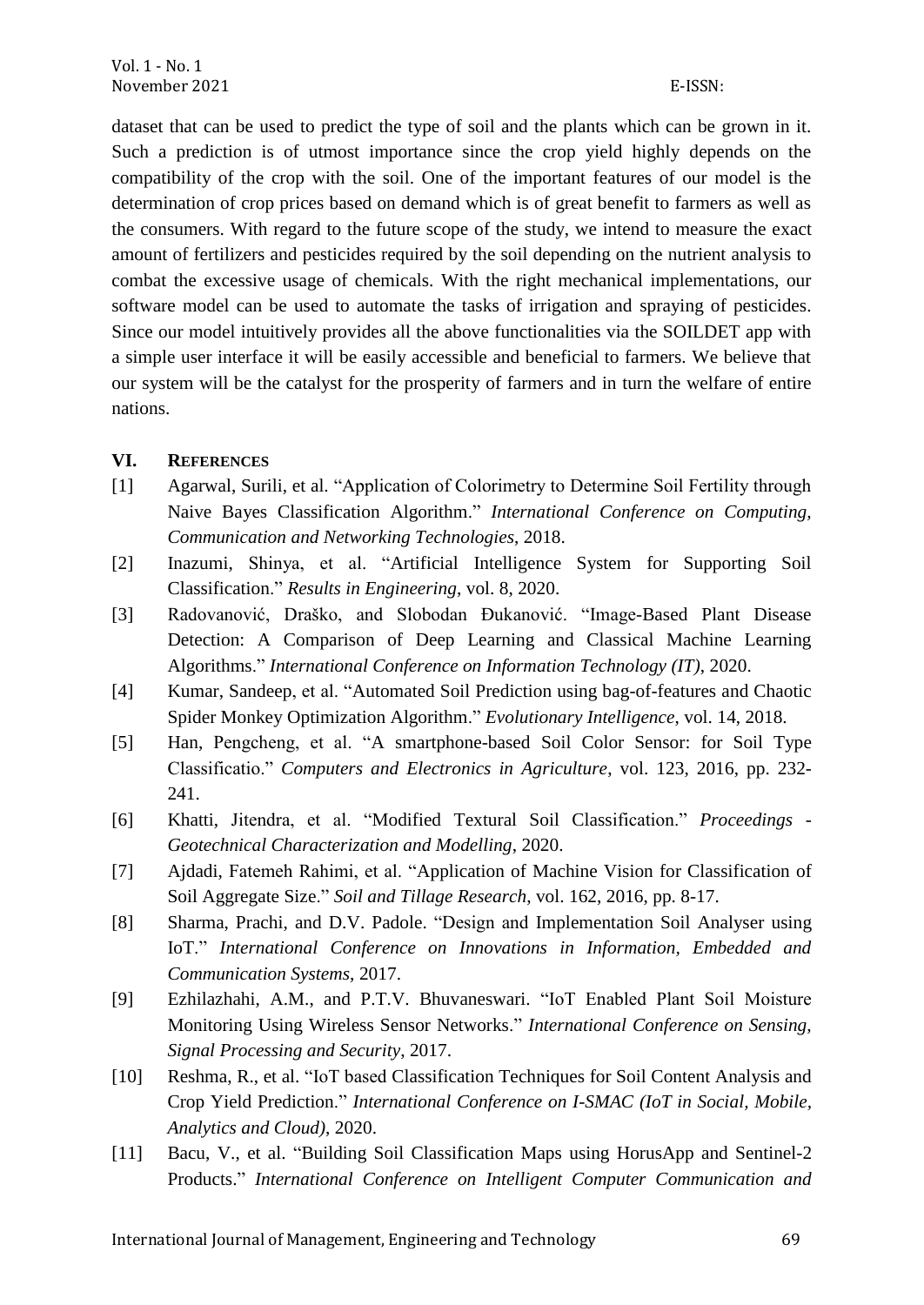dataset that can be used to predict the type of soil and the plants which can be grown in it. Such a prediction is of utmost importance since the crop yield highly depends on the compatibility of the crop with the soil. One of the important features of our model is the determination of crop prices based on demand which is of great benefit to farmers as well as the consumers. With regard to the future scope of the study, we intend to measure the exact amount of fertilizers and pesticides required by the soil depending on the nutrient analysis to combat the excessive usage of chemicals. With the right mechanical implementations, our software model can be used to automate the tasks of irrigation and spraying of pesticides. Since our model intuitively provides all the above functionalities via the SOILDET app with a simple user interface it will be easily accessible and beneficial to farmers. We believe that our system will be the catalyst for the prosperity of farmers and in turn the welfare of entire nations.

## VI. REFERENCES

[1] Agarwal, Surili, et al. "Application of Colorimetry to Determine Soil Fertility through Naive Bayes Classification Algorithm." *International Conference on Computing, Communication and Networking Technologies*, 2018.

[2] Inazumi, Shinya, et al. "Artificial Intelligence System for Supporting Soil Classification." *Results in Engineering*, vol. 8, 2020.

[3] Radovanović, Draško, and Slobodan Đukanović. "Image-Based Plant Disease Detection: A Comparison of Deep Learning and Classical Machine Learning Algorithms." *International Conference on Information Technology (IT)*, 2020.

[4] Kumar, Sandeep, et al. "Automated Soil Prediction using bag-of-features and Chaotic Spider Monkey Optimization Algorithm." *Evolutionary Intelligence*, vol. 14, 2018.

[5] Han, Pengcheng, et al. "A smartphone-based Soil Color Sensor: for Soil Type Classificatio." *Computers and Electronics in Agriculture*, vol. 123, 2016, pp. 232-241.

[6] Khatti, Jitendra, et al. "Modified Textural Soil Classification." *Proceedings - Geotechnical Characterization and Modelling*, 2020.

[7] Ajdadi, Fatemeh Rahimi, et al. "Application of Machine Vision for Classification of Soil Aggregate Size." *Soil and Tillage Research*, vol. 162, 2016, pp. 8-17.

[8] Sharma, Prachi, and D.V. Padole. "Design and Implementation Soil Analyser using IoT." *International Conference on Innovations in Information, Embedded and Communication Systems*, 2017.

[9] Ezhilazhahi, A.M., and P.T.V. Bhuvaneswari. "IoT Enabled Plant Soil Moisture Monitoring Using Wireless Sensor Networks." *International Conference on Sensing, Signal Processing and Security*, 2017.

[10] Reshma, R., et al. "IoT based Classification Techniques for Soil Content Analysis and Crop Yield Prediction." *International Conference on I-SMAC (IoT in Social, Mobile, Analytics and Cloud)*, 2020.

[11] Bacu, V., et al. "Building Soil Classification Maps using HorusApp and Sentinel-2 Products." *International Conference on Intelligent Computer Communication and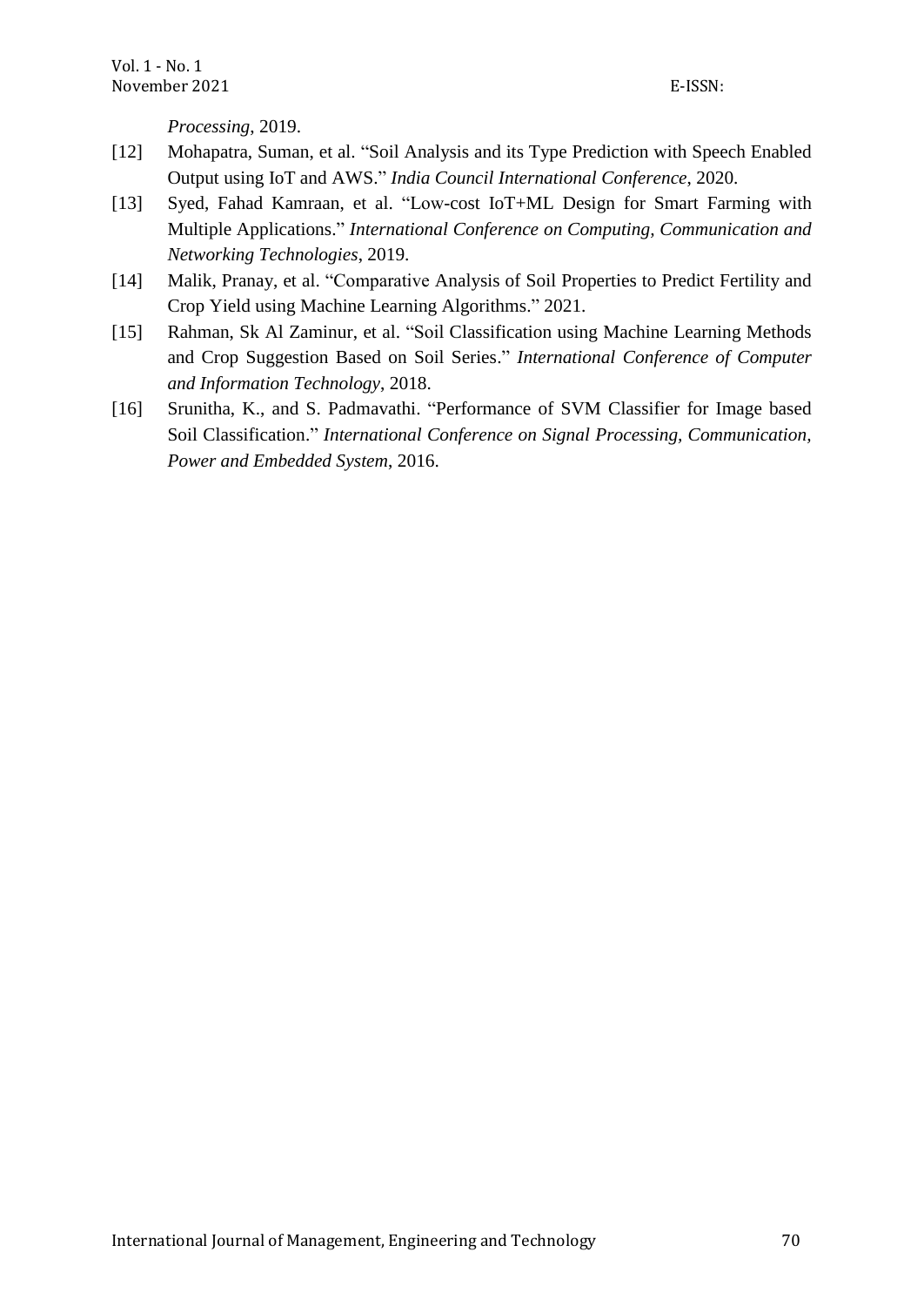*Processing*, 2019.

[12] Mohapatra, Suman, et al. "Soil Analysis and its Type Prediction with Speech Enabled Output using IoT and AWS." *India Council International Conference*, 2020.

[13] Syed, Fahad Kamraan, et al. "Low-cost IoT+ML Design for Smart Farming with Multiple Applications." *International Conference on Computing, Communication and Networking Technologies*, 2019.

[14] Malik, Pranay, et al. "Comparative Analysis of Soil Properties to Predict Fertility and Crop Yield using Machine Learning Algorithms." 2021.

[15] Rahman, Sk Al Zaminur, et al. "Soil Classification using Machine Learning Methods and Crop Suggestion Based on Soil Series." *International Conference of Computer and Information Technology*, 2018.

[16] Srunitha, K., and S. Padmavathi. "Performance of SVM Classifier for Image based Soil Classification." *International Conference on Signal Processing, Communication, Power and Embedded System*, 2016.